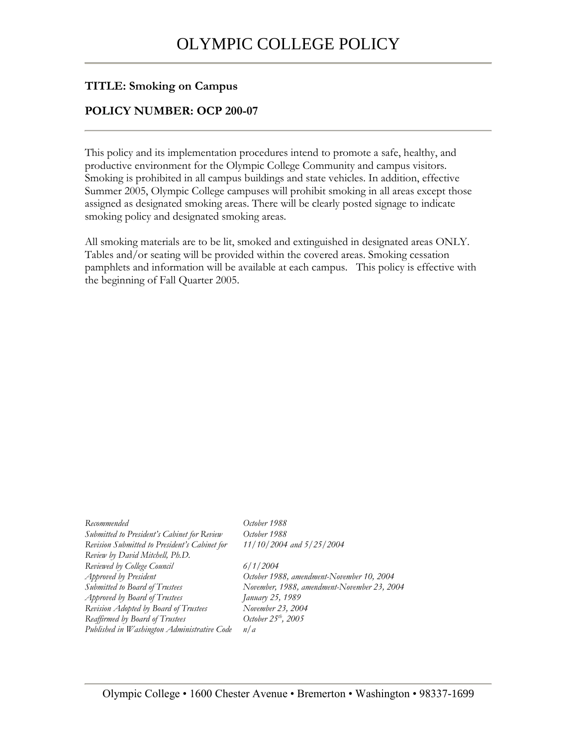# OLYMPIC COLLEGE POLICY

**TITLE: Smoking on Campus**

**POLICY NUMBER: OCP 200-07**

This policy and its implementation procedures intend to promote a safe, healthy, and productive environment for the Olympic College Community and campus visitors. Smoking is prohibited in all campus buildings and state vehicles. In addition, effective Summer 2005, Olympic College campuses will prohibit smoking in all areas except those assigned as designated smoking areas. There will be clearly posted signage to indicate smoking policy and designated smoking areas.

All smoking materials are to be lit, smoked and extinguished in designated areas ONLY. Tables and/or seating will be provided within the covered areas. Smoking cessation pamphlets and information will be available at each campus. This policy is effective with the beginning of Fall Quarter 2005.

| | |
|---|---|
| *Recommended* | *October 1988* |
| *Submitted to President's Cabinet for Review* | *October 1988* |
| *Revision Submitted to President's Cabinet for Review by David Mitchell, Ph.D.* | *11/10/2004 and 5/25/2004* |
| *Reviewed by College Council* | *6/1/2004* |
| *Approved by President* | *October 1988, amendment-November 10, 2004* |
| *Submitted to Board of Trustees* | *November, 1988, amendment-November 23, 2004* |
| *Approved by Board of Trustees* | *January 25, 1989* |
| *Revision Adopted by Board of Trustees* | *November 23, 2004* |
| *Reaffirmed by Board of Trustees* | *October 25th, 2005* |
| *Published in Washington Administrative Code* | *n/a* |

Olympic College • 1600 Chester Avenue • Bremerton • Washington • 98337-1699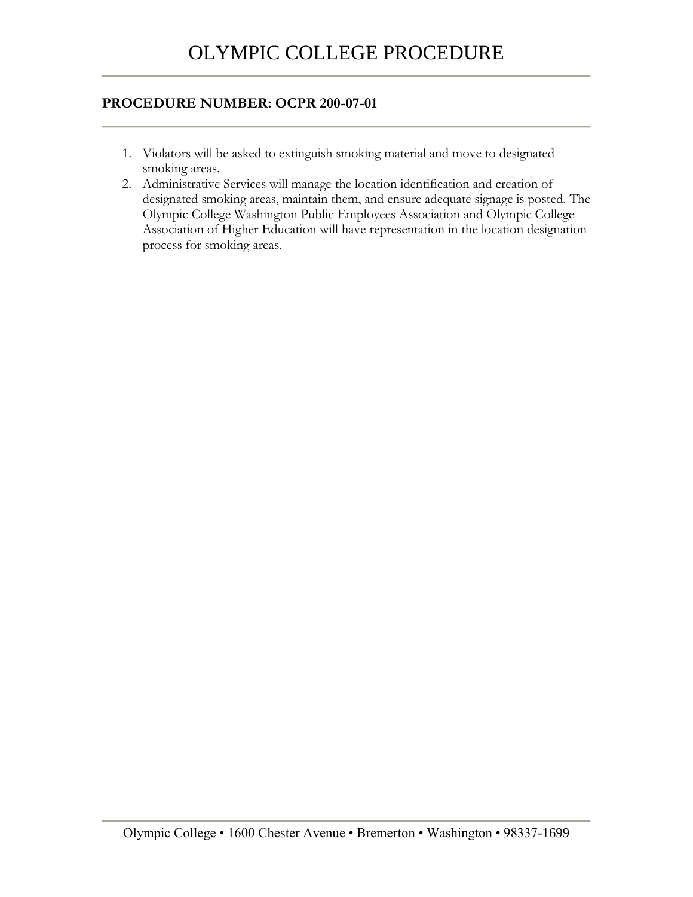# OLYMPIC COLLEGE PROCEDURE

**PROCEDURE NUMBER: OCPR 200-07-01**

1. Violators will be asked to extinguish smoking material and move to designated smoking areas.
2. Administrative Services will manage the location identification and creation of designated smoking areas, maintain them, and ensure adequate signage is posted. The Olympic College Washington Public Employees Association and Olympic College Association of Higher Education will have representation in the location designation process for smoking areas.